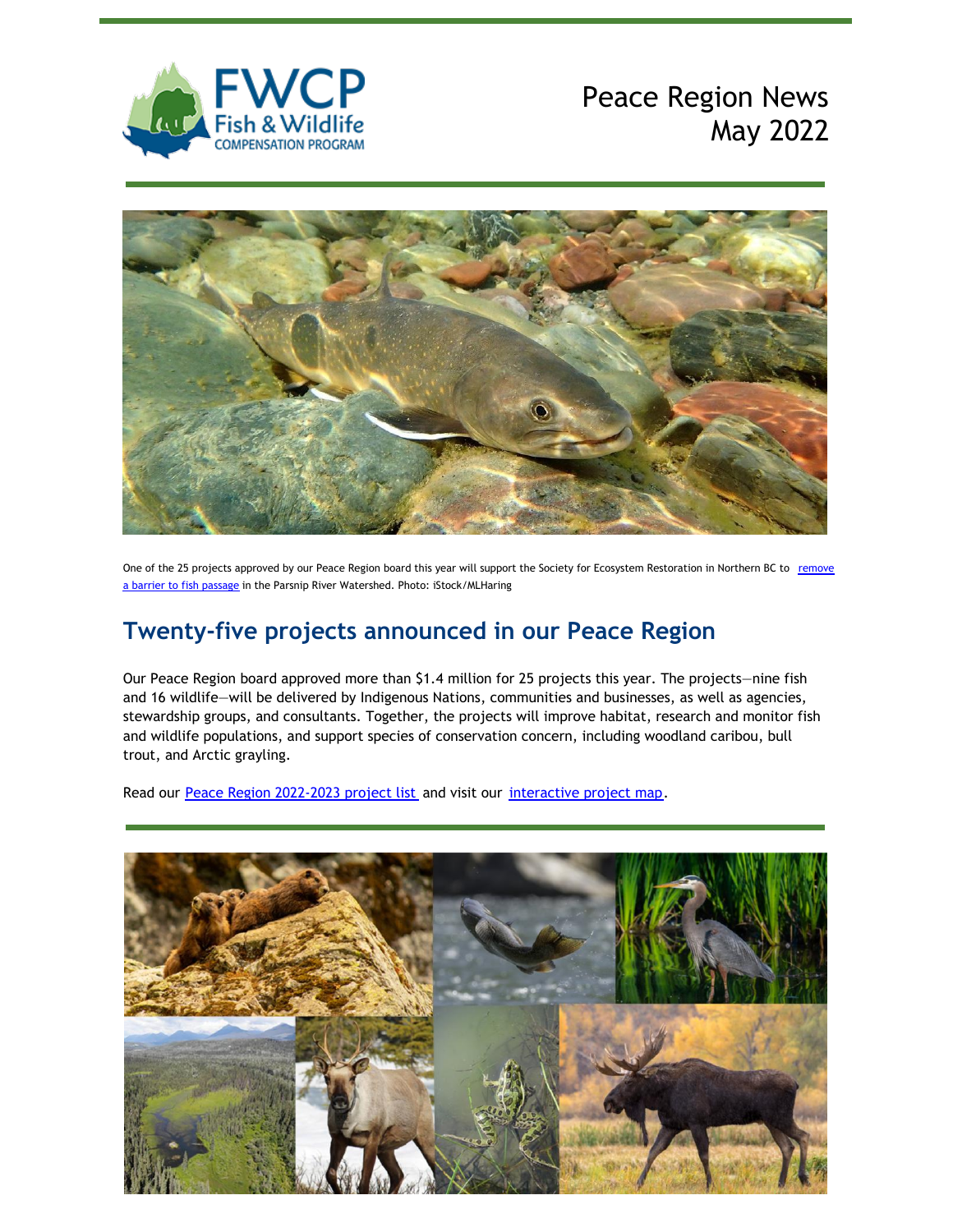FWCP Fish & Wildlife Compensation Program

# Peace Region News May 2022

One of the 25 projects approved by our Peace Region board this year will support the Society for Ecosystem Restoration in Northern BC to remove a barrier to fish passage in the Parsnip River Watershed. Photo: iStock/MLHaring

## Twenty-five projects announced in our Peace Region

Our Peace Region board approved more than $1.4 million for 25 projects this year. The projects—nine fish and 16 wildlife—will be delivered by Indigenous Nations, communities and businesses, as well as agencies, stewardship groups, and consultants. Together, the projects will improve habitat, research and monitor fish and wildlife populations, and support species of conservation concern, including woodland caribou, bull trout, and Arctic grayling.

Read our Peace Region 2022-2023 project list and visit our interactive project map.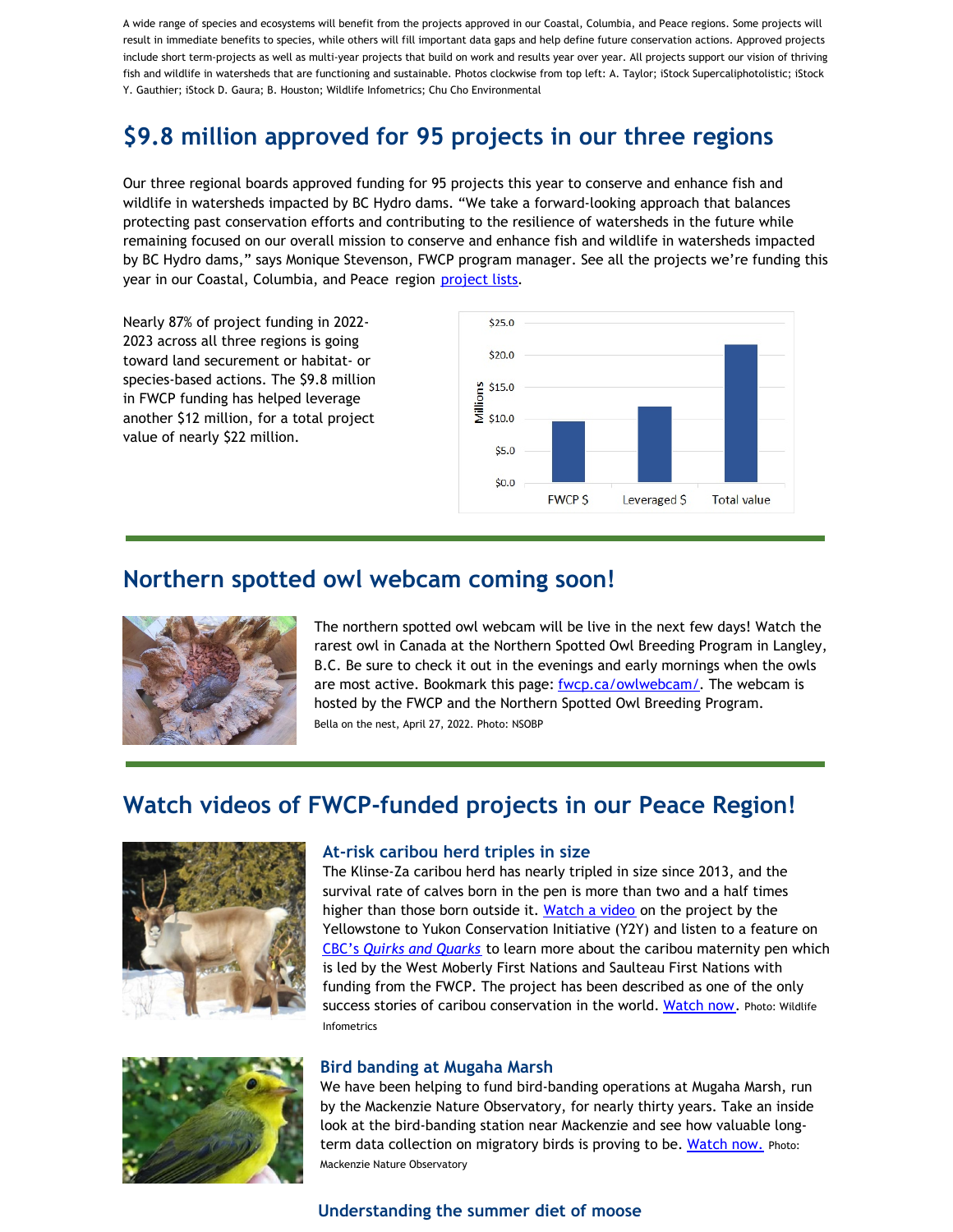A wide range of species and ecosystems will benefit from the projects approved in our Coastal, Columbia, and Peace regions. Some projects will result in immediate benefits to species, while others will fill important data gaps and help define future conservation actions. Approved projects include short term-projects as well as multi-year projects that build on work and results year over year. All projects support our vision of thriving fish and wildlife in watersheds that are functioning and sustainable. Photos clockwise from top left: A. Taylor; iStock Supercaliphotolistic; iStock Y. Gauthier; iStock D. Gaura; B. Houston; Wildlife Infometrics; Chu Cho Environmental

## $9.8 million approved for 95 projects in our three regions

Our three regional boards approved funding for 95 projects this year to conserve and enhance fish and wildlife in watersheds impacted by BC Hydro dams. "We take a forward-looking approach that balances protecting past conservation efforts and contributing to the resilience of watersheds in the future while remaining focused on our overall mission to conserve and enhance fish and wildlife in watersheds impacted by BC Hydro dams," says Monique Stevenson, FWCP program manager. See all the projects we're funding this year in our Coastal, Columbia, and Peace region project lists.

Nearly 87% of project funding in 2022-2023 across all three regions is going toward land securement or habitat- or species-based actions. The $9.8 million in FWCP funding has helped leverage another $12 million, for a total project value of nearly $22 million.

| | Millions |
|---|---|
| FWCP $ | 9.8 |
| Leveraged $ | 12 |
| Total value | 22 |

## Northern spotted owl webcam coming soon!

The northern spotted owl webcam will be live in the next few days! Watch the rarest owl in Canada at the Northern Spotted Owl Breeding Program in Langley, B.C. Be sure to check it out in the evenings and early mornings when the owls are most active. Bookmark this page: fwcp.ca/owlwebcam/. The webcam is hosted by the FWCP and the Northern Spotted Owl Breeding Program.

Bella on the nest, April 27, 2022. Photo: NSOBP

## Watch videos of FWCP-funded projects in our Peace Region!

### At-risk caribou herd triples in size

The Klinse-Za caribou herd has nearly tripled in size since 2013, and the survival rate of calves born in the pen is more than two and a half times higher than those born outside it. Watch a video on the project by the Yellowstone to Yukon Conservation Initiative (Y2Y) and listen to a feature on CBC's *Quirks and Quarks* to learn more about the caribou maternity pen which is led by the West Moberly First Nations and Saulteau First Nations with funding from the FWCP. The project has been described as one of the only success stories of caribou conservation in the world. Watch now. Photo: Wildlife Infometrics

### Bird banding at Mugaha Marsh

We have been helping to fund bird-banding operations at Mugaha Marsh, run by the Mackenzie Nature Observatory, for nearly thirty years. Take an inside look at the bird-banding station near Mackenzie and see how valuable long-term data collection on migratory birds is proving to be. Watch now. Photo: Mackenzie Nature Observatory

### Understanding the summer diet of moose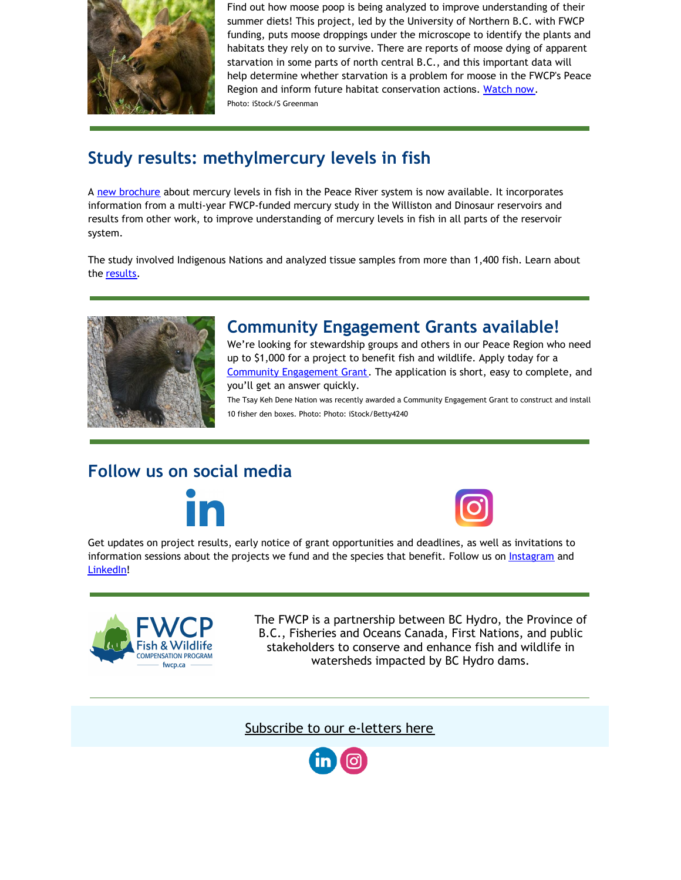Find out how moose poop is being analyzed to improve understanding of their summer diets! This project, led by the University of Northern B.C. with FWCP funding, puts moose droppings under the microscope to identify the plants and habitats they rely on to survive. There are reports of moose dying of apparent starvation in some parts of north central B.C., and this important data will help determine whether starvation is a problem for moose in the FWCP's Peace Region and inform future habitat conservation actions. Watch now.

Photo: iStock/S Greenman

## Study results: methylmercury levels in fish

A new brochure about mercury levels in fish in the Peace River system is now available. It incorporates information from a multi-year FWCP-funded mercury study in the Williston and Dinosaur reservoirs and results from other work, to improve understanding of mercury levels in fish in all parts of the reservoir system.

The study involved Indigenous Nations and analyzed tissue samples from more than 1,400 fish. Learn about the results.

## Community Engagement Grants available!

We're looking for stewardship groups and others in our Peace Region who need up to $1,000 for a project to benefit fish and wildlife. Apply today for a Community Engagement Grant. The application is short, easy to complete, and you'll get an answer quickly.

The Tsay Keh Dene Nation was recently awarded a Community Engagement Grant to construct and install 10 fisher den boxes. Photo: Photo: iStock/Betty4240

## Follow us on social media

Get updates on project results, early notice of grant opportunities and deadlines, as well as invitations to information sessions about the projects we fund and the species that benefit. Follow us on Instagram and LinkedIn!

FWCP Fish & Wildlife Compensation Program fwcp.ca

The FWCP is a partnership between BC Hydro, the Province of B.C., Fisheries and Oceans Canada, First Nations, and public stakeholders to conserve and enhance fish and wildlife in watersheds impacted by BC Hydro dams.

Subscribe to our e-letters here